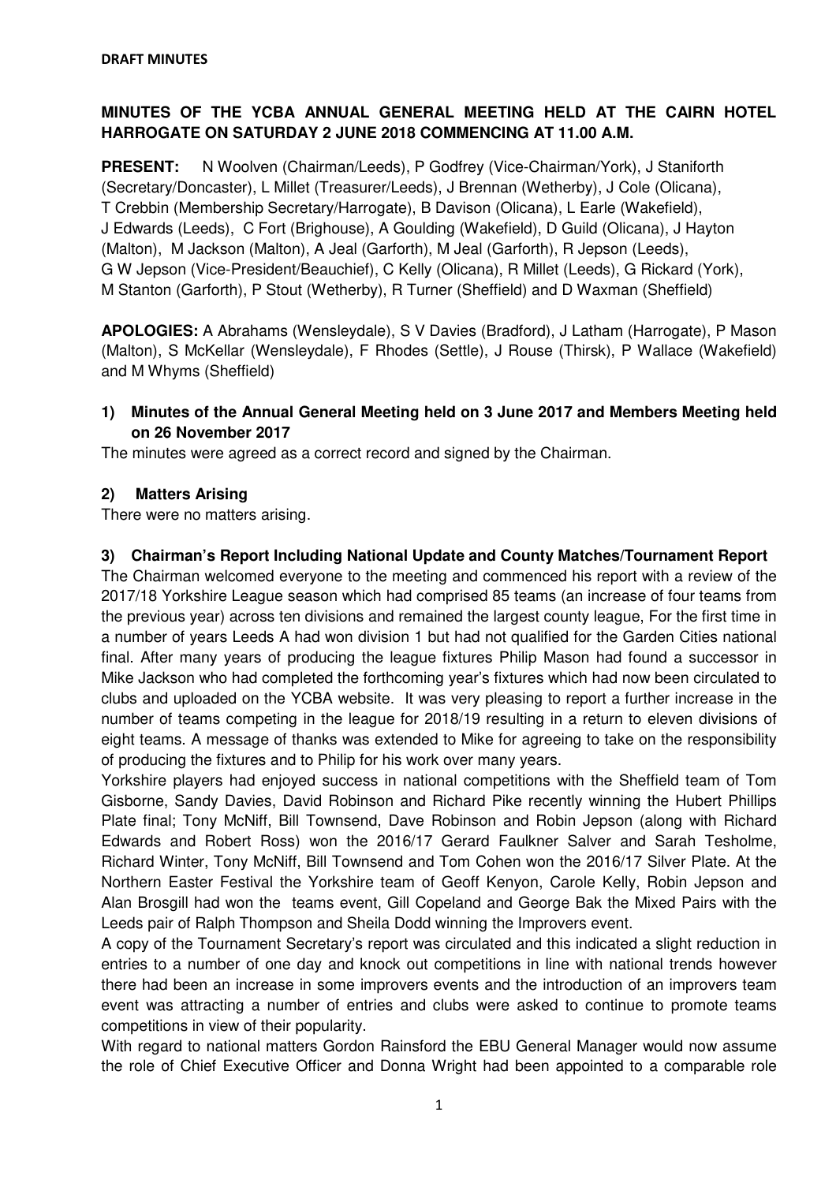**DRAFT MINUTES**

**MINUTES OF THE YCBA ANNUAL GENERAL MEETING HELD AT THE CAIRN HOTEL HARROGATE ON SATURDAY 2 JUNE 2018 COMMENCING AT 11.00 A.M.**

**PRESENT:** N Woolven (Chairman/Leeds), P Godfrey (Vice-Chairman/York), J Staniforth (Secretary/Doncaster), L Millet (Treasurer/Leeds), J Brennan (Wetherby), J Cole (Olicana), T Crebbin (Membership Secretary/Harrogate), B Davison (Olicana), L Earle (Wakefield), J Edwards (Leeds), C Fort (Brighouse), A Goulding (Wakefield), D Guild (Olicana), J Hayton (Malton), M Jackson (Malton), A Jeal (Garforth), M Jeal (Garforth), R Jepson (Leeds), G W Jepson (Vice-President/Beauchief), C Kelly (Olicana), R Millet (Leeds), G Rickard (York), M Stanton (Garforth), P Stout (Wetherby), R Turner (Sheffield) and D Waxman (Sheffield)

**APOLOGIES:** A Abrahams (Wensleydale), S V Davies (Bradford), J Latham (Harrogate), P Mason (Malton), S McKellar (Wensleydale), F Rhodes (Settle), J Rouse (Thirsk), P Wallace (Wakefield) and M Whyms (Sheffield)

**1) Minutes of the Annual General Meeting held on 3 June 2017 and Members Meeting held on 26 November 2017**

The minutes were agreed as a correct record and signed by the Chairman.

**2) Matters Arising**

There were no matters arising.

**3) Chairman's Report Including National Update and County Matches/Tournament Report**

The Chairman welcomed everyone to the meeting and commenced his report with a review of the 2017/18 Yorkshire League season which had comprised 85 teams (an increase of four teams from the previous year) across ten divisions and remained the largest county league, For the first time in a number of years Leeds A had won division 1 but had not qualified for the Garden Cities national final. After many years of producing the league fixtures Philip Mason had found a successor in Mike Jackson who had completed the forthcoming year's fixtures which had now been circulated to clubs and uploaded on the YCBA website. It was very pleasing to report a further increase in the number of teams competing in the league for 2018/19 resulting in a return to eleven divisions of eight teams. A message of thanks was extended to Mike for agreeing to take on the responsibility of producing the fixtures and to Philip for his work over many years.

Yorkshire players had enjoyed success in national competitions with the Sheffield team of Tom Gisborne, Sandy Davies, David Robinson and Richard Pike recently winning the Hubert Phillips Plate final; Tony McNiff, Bill Townsend, Dave Robinson and Robin Jepson (along with Richard Edwards and Robert Ross) won the 2016/17 Gerard Faulkner Salver and Sarah Tesholme, Richard Winter, Tony McNiff, Bill Townsend and Tom Cohen won the 2016/17 Silver Plate. At the Northern Easter Festival the Yorkshire team of Geoff Kenyon, Carole Kelly, Robin Jepson and Alan Brosgill had won the teams event, Gill Copeland and George Bak the Mixed Pairs with the Leeds pair of Ralph Thompson and Sheila Dodd winning the Improvers event.

A copy of the Tournament Secretary's report was circulated and this indicated a slight reduction in entries to a number of one day and knock out competitions in line with national trends however there had been an increase in some improvers events and the introduction of an improvers team event was attracting a number of entries and clubs were asked to continue to promote teams competitions in view of their popularity.

With regard to national matters Gordon Rainsford the EBU General Manager would now assume the role of Chief Executive Officer and Donna Wright had been appointed to a comparable role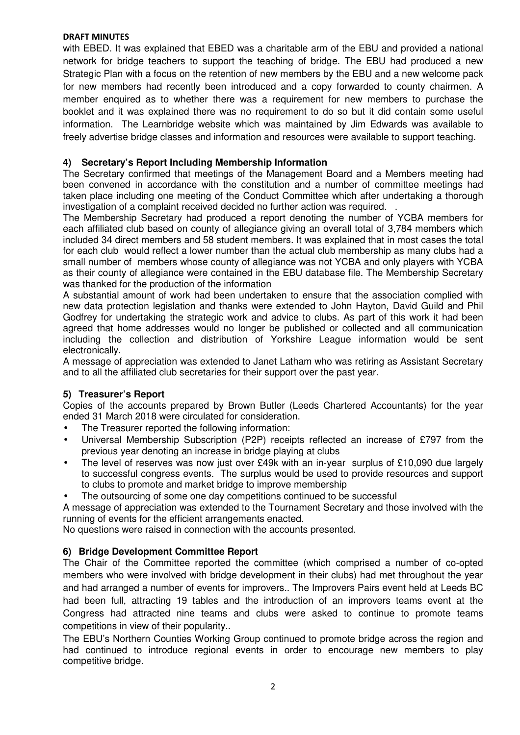**DRAFT MINUTES**

with EBED. It was explained that EBED was a charitable arm of the EBU and provided a national network for bridge teachers to support the teaching of bridge. The EBU had produced a new Strategic Plan with a focus on the retention of new members by the EBU and a new welcome pack for new members had recently been introduced and a copy forwarded to county chairmen. A member enquired as to whether there was a requirement for new members to purchase the booklet and it was explained there was no requirement to do so but it did contain some useful information. The Learnbridge website which was maintained by Jim Edwards was available to freely advertise bridge classes and information and resources were available to support teaching.

### 4) Secretary's Report Including Membership Information

The Secretary confirmed that meetings of the Management Board and a Members meeting had been convened in accordance with the constitution and a number of committee meetings had taken place including one meeting of the Conduct Committee which after undertaking a thorough investigation of a complaint received decided no further action was required. .

The Membership Secretary had produced a report denoting the number of YCBA members for each affiliated club based on county of allegiance giving an overall total of 3,784 members which included 34 direct members and 58 student members. It was explained that in most cases the total for each club would reflect a lower number than the actual club membership as many clubs had a small number of members whose county of allegiance was not YCBA and only players with YCBA as their county of allegiance were contained in the EBU database file. The Membership Secretary was thanked for the production of the information

A substantial amount of work had been undertaken to ensure that the association complied with new data protection legislation and thanks were extended to John Hayton, David Guild and Phil Godfrey for undertaking the strategic work and advice to clubs. As part of this work it had been agreed that home addresses would no longer be published or collected and all communication including the collection and distribution of Yorkshire League information would be sent electronically.

A message of appreciation was extended to Janet Latham who was retiring as Assistant Secretary and to all the affiliated club secretaries for their support over the past year.

### 5) Treasurer's Report

Copies of the accounts prepared by Brown Butler (Leeds Chartered Accountants) for the year ended 31 March 2018 were circulated for consideration.

- The Treasurer reported the following information:
- Universal Membership Subscription (P2P) receipts reflected an increase of £797 from the previous year denoting an increase in bridge playing at clubs
- The level of reserves was now just over £49k with an in-year surplus of £10,090 due largely to successful congress events. The surplus would be used to provide resources and support to clubs to promote and market bridge to improve membership
- The outsourcing of some one day competitions continued to be successful

A message of appreciation was extended to the Tournament Secretary and those involved with the running of events for the efficient arrangements enacted.

No questions were raised in connection with the accounts presented.

### 6) Bridge Development Committee Report

The Chair of the Committee reported the committee (which comprised a number of co-opted members who were involved with bridge development in their clubs) had met throughout the year and had arranged a number of events for improvers.. The Improvers Pairs event held at Leeds BC had been full, attracting 19 tables and the introduction of an improvers teams event at the Congress had attracted nine teams and clubs were asked to continue to promote teams competitions in view of their popularity..

The EBU's Northern Counties Working Group continued to promote bridge across the region and had continued to introduce regional events in order to encourage new members to play competitive bridge.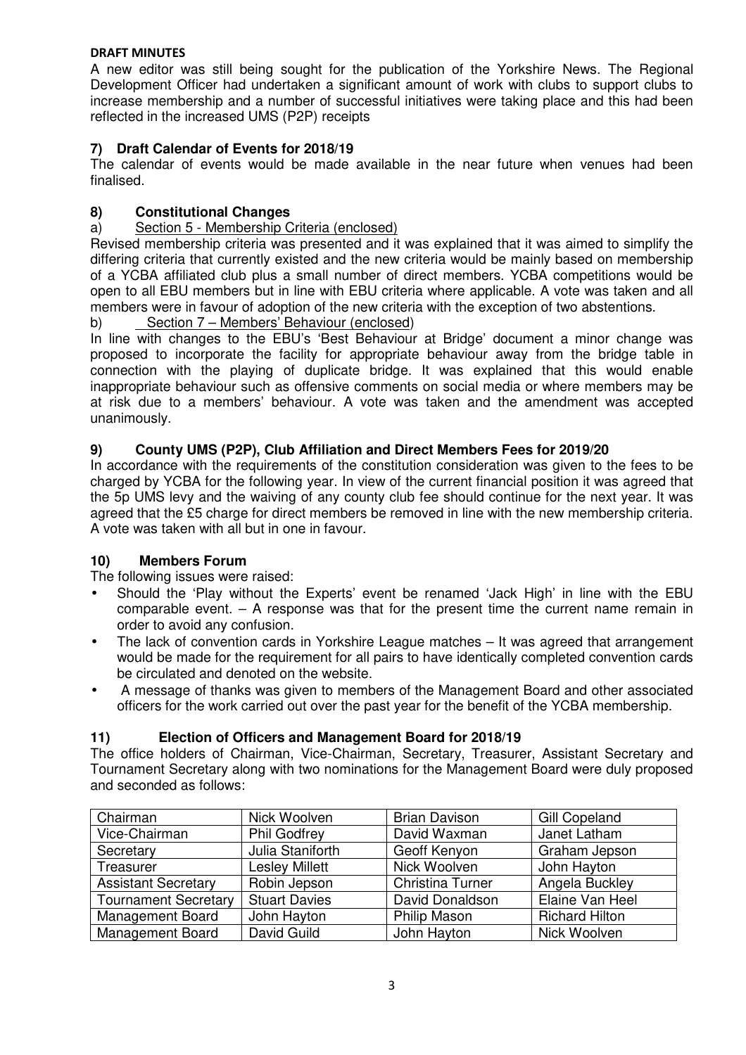**DRAFT MINUTES**

A new editor was still being sought for the publication of the Yorkshire News. The Regional Development Officer had undertaken a significant amount of work with clubs to support clubs to increase membership and a number of successful initiatives were taking place and this had been reflected in the increased UMS (P2P) receipts

### 7) Draft Calendar of Events for 2018/19

The calendar of events would be made available in the near future when venues had been finalised.

### 8) Constitutional Changes

a) Section 5 - Membership Criteria (enclosed)

Revised membership criteria was presented and it was explained that it was aimed to simplify the differing criteria that currently existed and the new criteria would be mainly based on membership of a YCBA affiliated club plus a small number of direct members. YCBA competitions would be open to all EBU members but in line with EBU criteria where applicable. A vote was taken and all members were in favour of adoption of the new criteria with the exception of two abstentions.

b) Section 7 – Members' Behaviour (enclosed)

In line with changes to the EBU's 'Best Behaviour at Bridge' document a minor change was proposed to incorporate the facility for appropriate behaviour away from the bridge table in connection with the playing of duplicate bridge. It was explained that this would enable inappropriate behaviour such as offensive comments on social media or where members may be at risk due to a members' behaviour. A vote was taken and the amendment was accepted unanimously.

### 9) County UMS (P2P), Club Affiliation and Direct Members Fees for 2019/20

In accordance with the requirements of the constitution consideration was given to the fees to be charged by YCBA for the following year. In view of the current financial position it was agreed that the 5p UMS levy and the waiving of any county club fee should continue for the next year. It was agreed that the £5 charge for direct members be removed in line with the new membership criteria. A vote was taken with all but in one in favour.

### 10) Members Forum

The following issues were raised:

- Should the 'Play without the Experts' event be renamed 'Jack High' in line with the EBU comparable event. – A response was that for the present time the current name remain in order to avoid any confusion.
- The lack of convention cards in Yorkshire League matches – It was agreed that arrangement would be made for the requirement for all pairs to have identically completed convention cards be circulated and denoted on the website.
- A message of thanks was given to members of the Management Board and other associated officers for the work carried out over the past year for the benefit of the YCBA membership.

### 11) Election of Officers and Management Board for 2018/19

The office holders of Chairman, Vice-Chairman, Secretary, Treasurer, Assistant Secretary and Tournament Secretary along with two nominations for the Management Board were duly proposed and seconded as follows:

| Chairman | Nick Woolven | Brian Davison | Gill Copeland |
|---|---|---|---|
| Vice-Chairman | Phil Godfrey | David Waxman | Janet Latham |
| Secretary | Julia Staniforth | Geoff Kenyon | Graham Jepson |
| Treasurer | Lesley Millett | Nick Woolven | John Hayton |
| Assistant Secretary | Robin Jepson | Christina Turner | Angela Buckley |
| Tournament Secretary | Stuart Davies | David Donaldson | Elaine Van Heel |
| Management Board | John Hayton | Philip Mason | Richard Hilton |
| Management Board | David Guild | John Hayton | Nick Woolven |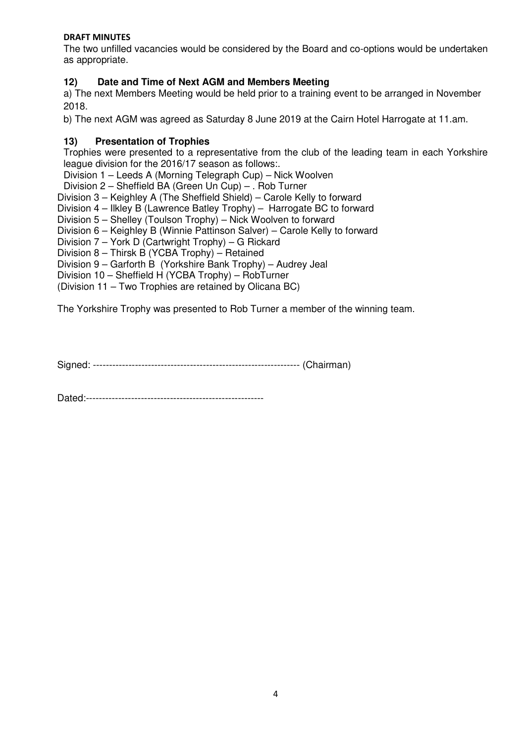**DRAFT MINUTES**

The two unfilled vacancies would be considered by the Board and co-options would be undertaken as appropriate.

### 12) Date and Time of Next AGM and Members Meeting

a) The next Members Meeting would be held prior to a training event to be arranged in November 2018.

b) The next AGM was agreed as Saturday 8 June 2019 at the Cairn Hotel Harrogate at 11.am.

### 13) Presentation of Trophies

Trophies were presented to a representative from the club of the leading team in each Yorkshire league division for the 2016/17 season as follows:.

Division 1 – Leeds A (Morning Telegraph Cup) – Nick Woolven
Division 2 – Sheffield BA (Green Un Cup) – . Rob Turner
Division 3 – Keighley A (The Sheffield Shield) – Carole Kelly to forward
Division 4 – Ilkley B (Lawrence Batley Trophy) – Harrogate BC to forward
Division 5 – Shelley (Toulson Trophy) – Nick Woolven to forward
Division 6 – Keighley B (Winnie Pattinson Salver) – Carole Kelly to forward
Division 7 – York D (Cartwright Trophy) – G Rickard
Division 8 – Thirsk B (YCBA Trophy) – Retained
Division 9 – Garforth B (Yorkshire Bank Trophy) – Audrey Jeal
Division 10 – Sheffield H (YCBA Trophy) – RobTurner
(Division 11 – Two Trophies are retained by Olicana BC)

The Yorkshire Trophy was presented to Rob Turner a member of the winning team.

Signed: ---------------------------------------------------------------- (Chairman)

Dated:-------------------------------------------------------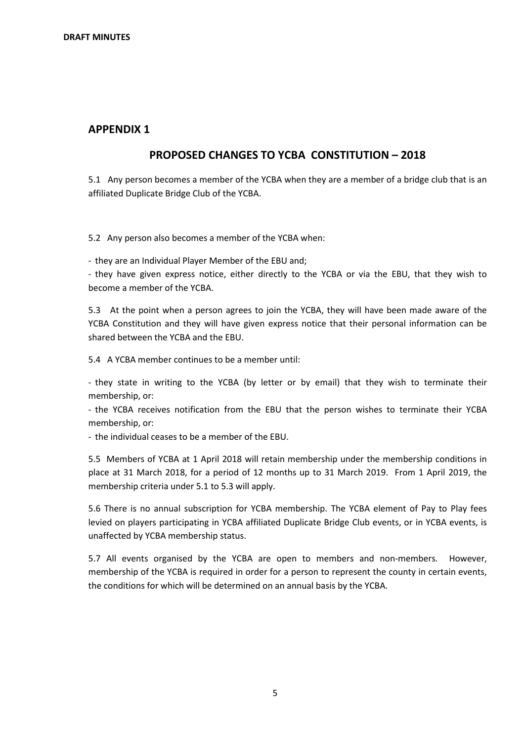**DRAFT MINUTES**

## APPENDIX 1

## PROPOSED CHANGES TO YCBA CONSTITUTION – 2018

5.1 Any person becomes a member of the YCBA when they are a member of a bridge club that is an affiliated Duplicate Bridge Club of the YCBA.

5.2 Any person also becomes a member of the YCBA when:

- they are an Individual Player Member of the EBU and;
- they have given express notice, either directly to the YCBA or via the EBU, that they wish to become a member of the YCBA.

5.3 At the point when a person agrees to join the YCBA, they will have been made aware of the YCBA Constitution and they will have given express notice that their personal information can be shared between the YCBA and the EBU.

5.4 A YCBA member continues to be a member until:

- they state in writing to the YCBA (by letter or by email) that they wish to terminate their membership, or:
- the YCBA receives notification from the EBU that the person wishes to terminate their YCBA membership, or:
- the individual ceases to be a member of the EBU.

5.5 Members of YCBA at 1 April 2018 will retain membership under the membership conditions in place at 31 March 2018, for a period of 12 months up to 31 March 2019. From 1 April 2019, the membership criteria under 5.1 to 5.3 will apply.

5.6 There is no annual subscription for YCBA membership. The YCBA element of Pay to Play fees levied on players participating in YCBA affiliated Duplicate Bridge Club events, or in YCBA events, is unaffected by YCBA membership status.

5.7 All events organised by the YCBA are open to members and non-members. However, membership of the YCBA is required in order for a person to represent the county in certain events, the conditions for which will be determined on an annual basis by the YCBA.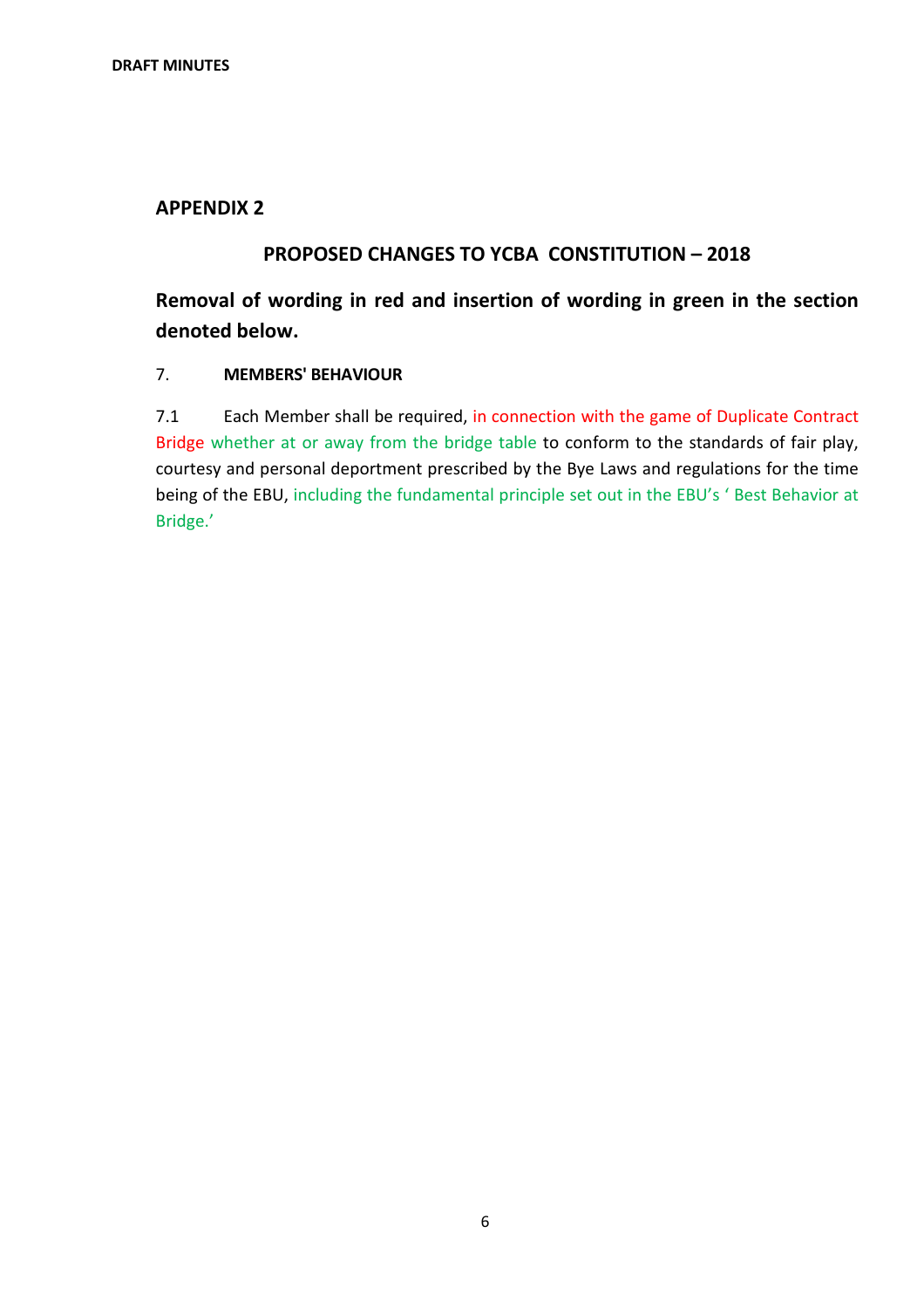## APPENDIX 2

### PROPOSED CHANGES TO YCBA CONSTITUTION – 2018

**Removal of wording in red and insertion of wording in green in the section denoted below.**

7. **MEMBERS' BEHAVIOUR**

7.1 Each Member shall be required, in connection with the game of Duplicate Contract Bridge whether at or away from the bridge table to conform to the standards of fair play, courtesy and personal deportment prescribed by the Bye Laws and regulations for the time being of the EBU, including the fundamental principle set out in the EBU's ' Best Behavior at Bridge.'